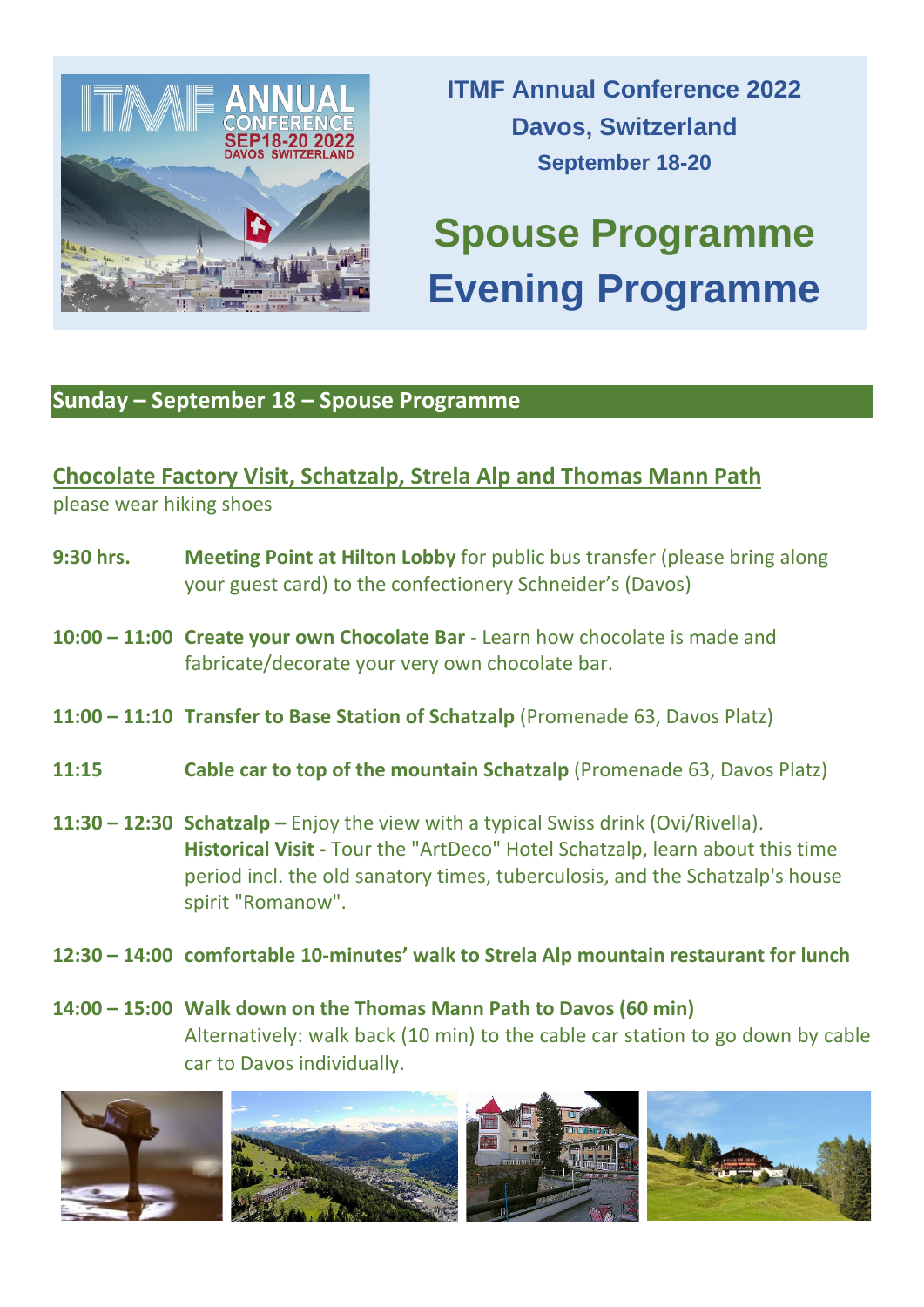**ITMF Annual Conference 2022**
**Davos, Switzerland**
**September 18-20**

# Spouse Programme
# Evening Programme

## Sunday – September 18 – Spouse Programme

### Chocolate Factory Visit, Schatzalp, Strela Alp and Thomas Mann Path

please wear hiking shoes

**9:30 hrs.** **Meeting Point at Hilton Lobby** for public bus transfer (please bring along your guest card) to the confectionery Schneider's (Davos)

**10:00 – 11:00** **Create your own Chocolate Bar** - Learn how chocolate is made and fabricate/decorate your very own chocolate bar.

**11:00 – 11:10** **Transfer to Base Station of Schatzalp** (Promenade 63, Davos Platz)

**11:15** **Cable car to top of the mountain Schatzalp** (Promenade 63, Davos Platz)

**11:30 – 12:30** **Schatzalp –** Enjoy the view with a typical Swiss drink (Ovi/Rivella).
**Historical Visit -** Tour the "ArtDeco" Hotel Schatzalp, learn about this time period incl. the old sanatory times, tuberculosis, and the Schatzalp's house spirit "Romanow".

**12:30 – 14:00** **comfortable 10-minutes' walk to Strela Alp mountain restaurant for lunch**

**14:00 – 15:00** **Walk down on the Thomas Mann Path to Davos (60 min)**
Alternatively: walk back (10 min) to the cable car station to go down by cable car to Davos individually.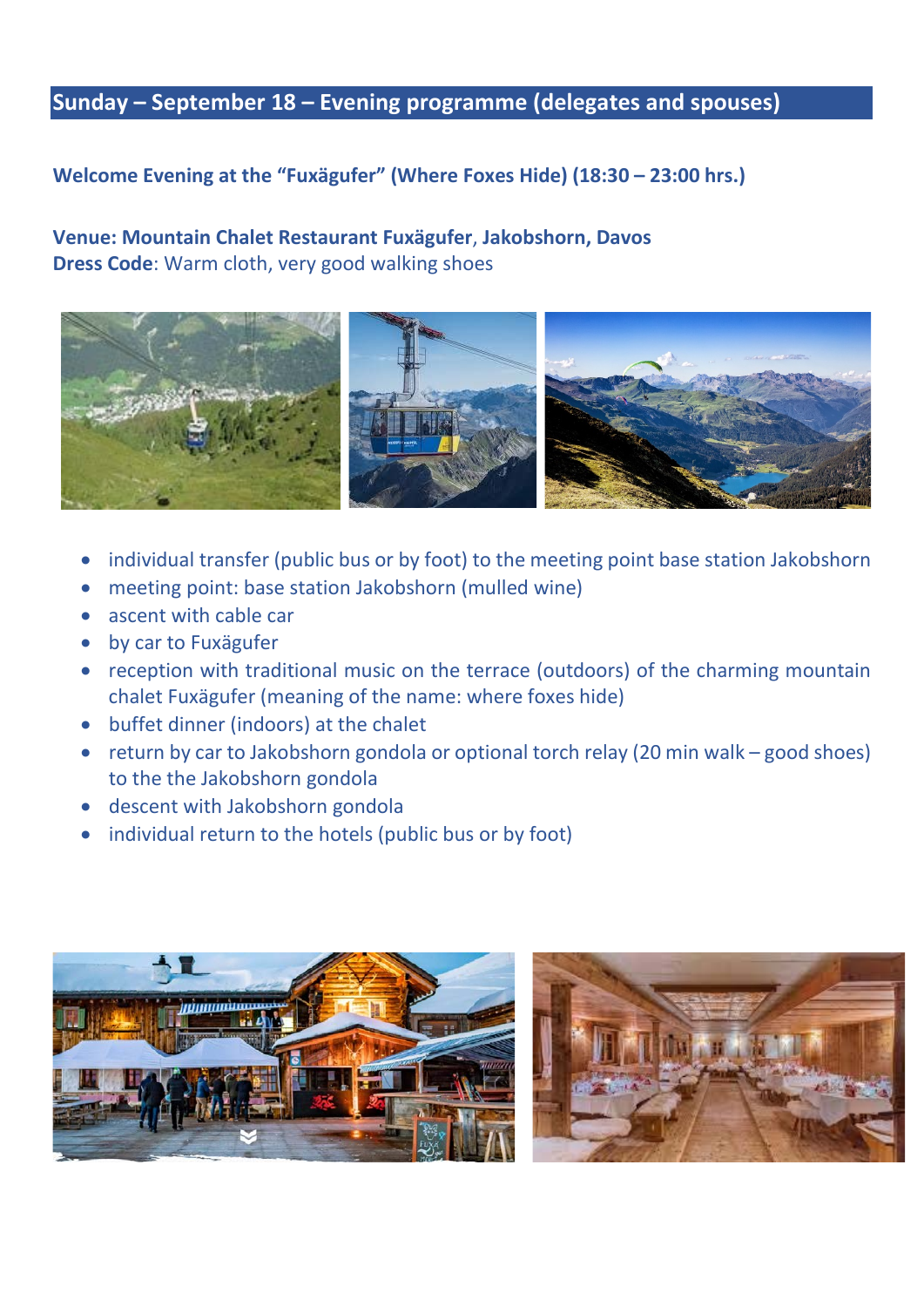## Sunday – September 18 – Evening programme (delegates and spouses)

**Welcome Evening at the "Fuxägufer" (Where Foxes Hide) (18:30 – 23:00 hrs.)**

**Venue: Mountain Chalet Restaurant Fuxägufer, Jakobshorn, Davos**
**Dress Code**: Warm cloth, very good walking shoes

- individual transfer (public bus or by foot) to the meeting point base station Jakobshorn
- meeting point: base station Jakobshorn (mulled wine)
- ascent with cable car
- by car to Fuxägufer
- reception with traditional music on the terrace (outdoors) of the charming mountain chalet Fuxägufer (meaning of the name: where foxes hide)
- buffet dinner (indoors) at the chalet
- return by car to Jakobshorn gondola or optional torch relay (20 min walk – good shoes) to the the Jakobshorn gondola
- descent with Jakobshorn gondola
- individual return to the hotels (public bus or by foot)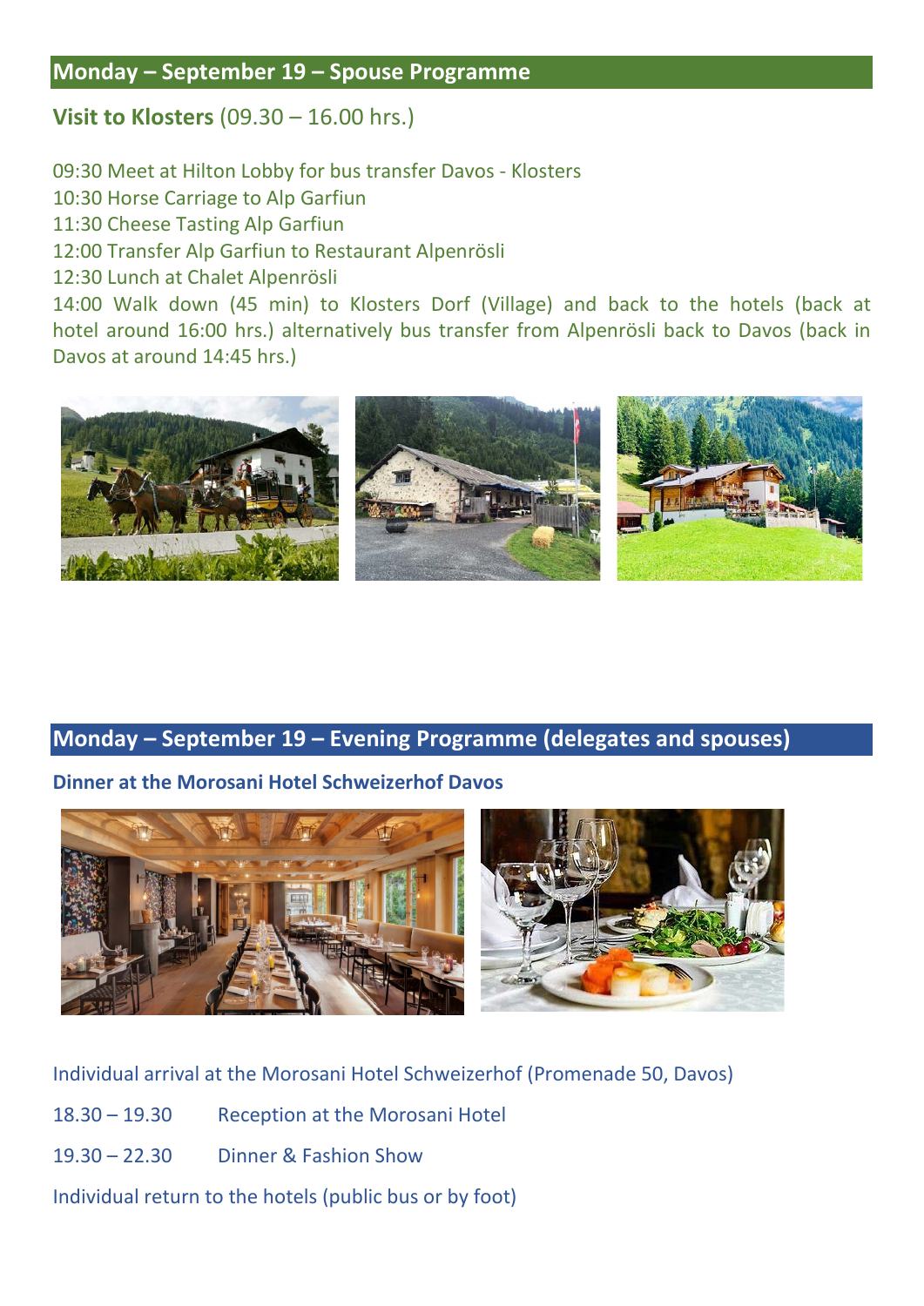## Monday – September 19 – Spouse Programme

**Visit to Klosters** (09.30 – 16.00 hrs.)

09:30 Meet at Hilton Lobby for bus transfer Davos - Klosters
10:30 Horse Carriage to Alp Garfiun
11:30 Cheese Tasting Alp Garfiun
12:00 Transfer Alp Garfiun to Restaurant Alpenrösli
12:30 Lunch at Chalet Alpenrösli
14:00 Walk down (45 min) to Klosters Dorf (Village) and back to the hotels (back at hotel around 16:00 hrs.) alternatively bus transfer from Alpenrösli back to Davos (back in Davos at around 14:45 hrs.)

## Monday – September 19 – Evening Programme (delegates and spouses)

**Dinner at the Morosani Hotel Schweizerhof Davos**

Individual arrival at the Morosani Hotel Schweizerhof (Promenade 50, Davos)

18.30 – 19.30 Reception at the Morosani Hotel

19.30 – 22.30 Dinner & Fashion Show

Individual return to the hotels (public bus or by foot)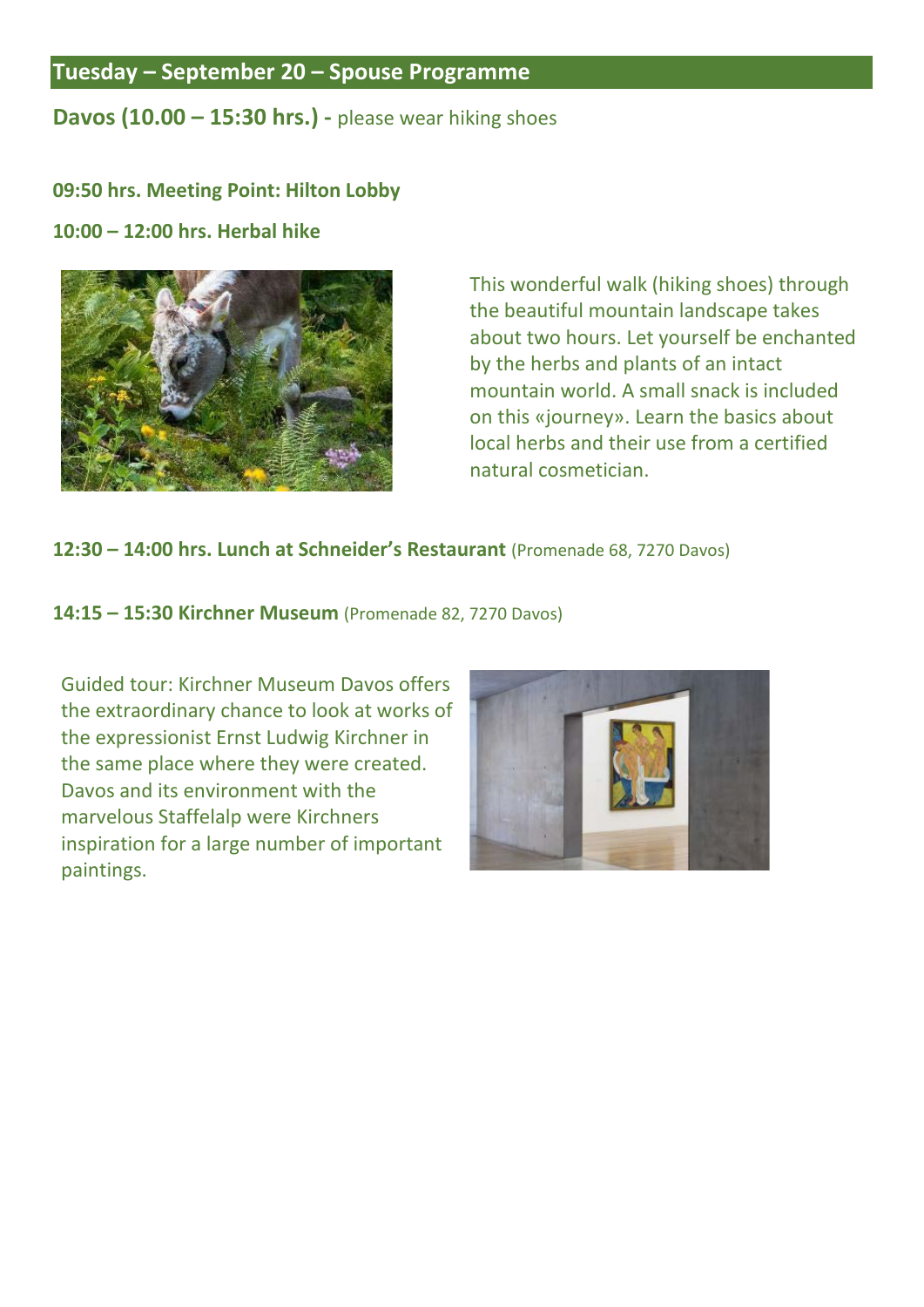## Tuesday – September 20 – Spouse Programme

**Davos (10.00 – 15:30 hrs.) -** please wear hiking shoes

**09:50 hrs. Meeting Point: Hilton Lobby**

**10:00 – 12:00 hrs. Herbal hike**

This wonderful walk (hiking shoes) through the beautiful mountain landscape takes about two hours. Let yourself be enchanted by the herbs and plants of an intact mountain world. A small snack is included on this «journey». Learn the basics about local herbs and their use from a certified natural cosmetician.

**12:30 – 14:00 hrs. Lunch at Schneider's Restaurant** (Promenade 68, 7270 Davos)

**14:15 – 15:30 Kirchner Museum** (Promenade 82, 7270 Davos)

Guided tour: Kirchner Museum Davos offers the extraordinary chance to look at works of the expressionist Ernst Ludwig Kirchner in the same place where they were created. Davos and its environment with the marvelous Staffelalp were Kirchners inspiration for a large number of important paintings.